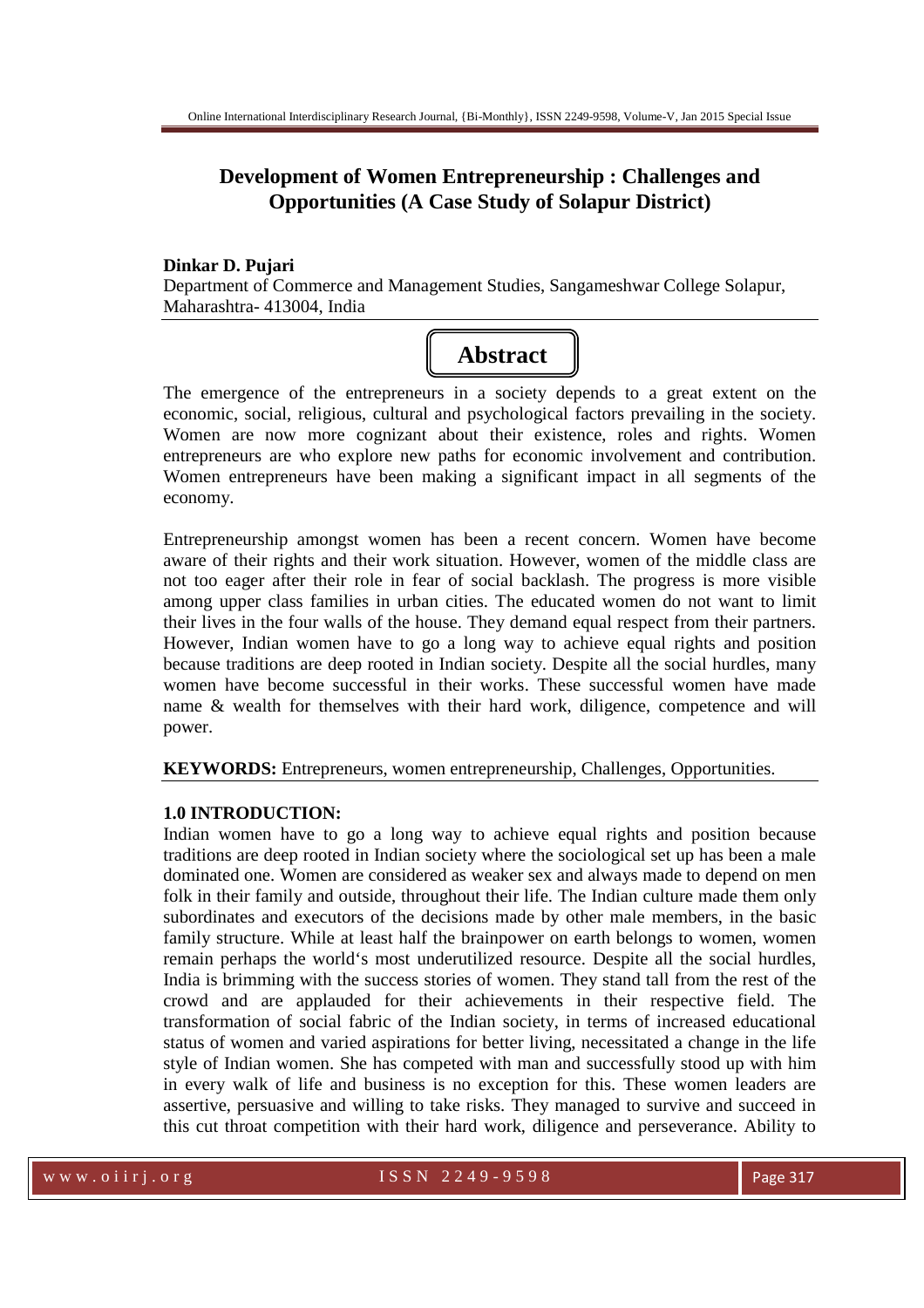# Development of Women Entrepreneurship : Challenges and Opportunities (A Case Study of Solapur District)

**Dinkar D. Pujari**

Department of Commerce and Management Studies, Sangameshwar College Solapur, Maharashtra- 413004, India

## Abstract

The emergence of the entrepreneurs in a society depends to a great extent on the economic, social, religious, cultural and psychological factors prevailing in the society. Women are now more cognizant about their existence, roles and rights. Women entrepreneurs are who explore new paths for economic involvement and contribution. Women entrepreneurs have been making a significant impact in all segments of the economy.

Entrepreneurship amongst women has been a recent concern. Women have become aware of their rights and their work situation. However, women of the middle class are not too eager after their role in fear of social backlash. The progress is more visible among upper class families in urban cities. The educated women do not want to limit their lives in the four walls of the house. They demand equal respect from their partners. However, Indian women have to go a long way to achieve equal rights and position because traditions are deep rooted in Indian society. Despite all the social hurdles, many women have become successful in their works. These successful women have made name & wealth for themselves with their hard work, diligence, competence and will power.

**KEYWORDS:** Entrepreneurs, women entrepreneurship, Challenges, Opportunities.

### 1.0 INTRODUCTION:

Indian women have to go a long way to achieve equal rights and position because traditions are deep rooted in Indian society where the sociological set up has been a male dominated one. Women are considered as weaker sex and always made to depend on men folk in their family and outside, throughout their life. The Indian culture made them only subordinates and executors of the decisions made by other male members, in the basic family structure. While at least half the brainpower on earth belongs to women, women remain perhaps the world's most underutilized resource. Despite all the social hurdles, India is brimming with the success stories of women. They stand tall from the rest of the crowd and are applauded for their achievements in their respective field. The transformation of social fabric of the Indian society, in terms of increased educational status of women and varied aspirations for better living, necessitated a change in the life style of Indian women. She has competed with man and successfully stood up with him in every walk of life and business is no exception for this. These women leaders are assertive, persuasive and willing to take risks. They managed to survive and succeed in this cut throat competition with their hard work, diligence and perseverance. Ability to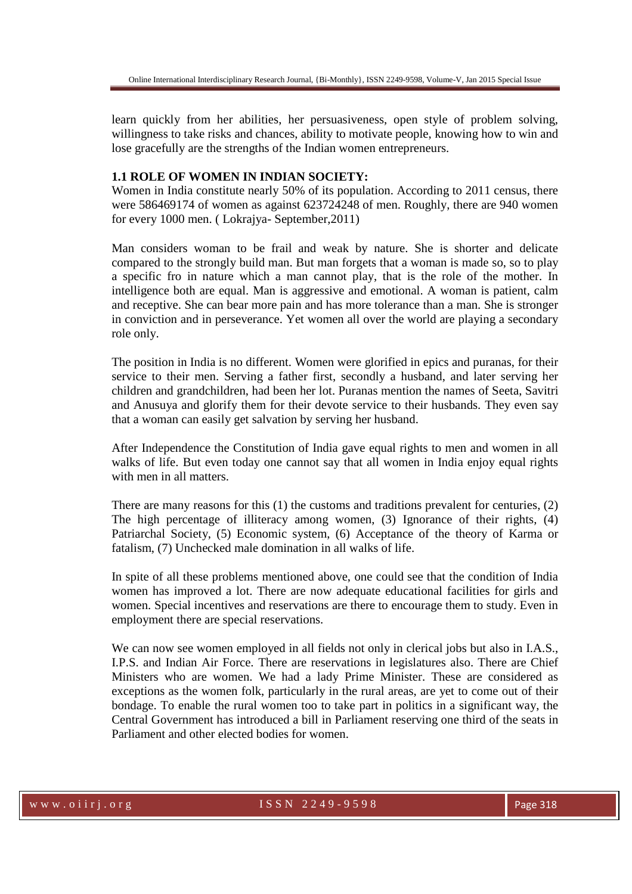learn quickly from her abilities, her persuasiveness, open style of problem solving, willingness to take risks and chances, ability to motivate people, knowing how to win and lose gracefully are the strengths of the Indian women entrepreneurs.

**1.1 ROLE OF WOMEN IN INDIAN SOCIETY:**

Women in India constitute nearly 50% of its population. According to 2011 census, there were 586469174 of women as against 623724248 of men. Roughly, there are 940 women for every 1000 men. ( Lokrajya- September,2011)

Man considers woman to be frail and weak by nature. She is shorter and delicate compared to the strongly build man. But man forgets that a woman is made so, so to play a specific fro in nature which a man cannot play, that is the role of the mother. In intelligence both are equal. Man is aggressive and emotional. A woman is patient, calm and receptive. She can bear more pain and has more tolerance than a man. She is stronger in conviction and in perseverance. Yet women all over the world are playing a secondary role only.

The position in India is no different. Women were glorified in epics and puranas, for their service to their men. Serving a father first, secondly a husband, and later serving her children and grandchildren, had been her lot. Puranas mention the names of Seeta, Savitri and Anusuya and glorify them for their devote service to their husbands. They even say that a woman can easily get salvation by serving her husband.

After Independence the Constitution of India gave equal rights to men and women in all walks of life. But even today one cannot say that all women in India enjoy equal rights with men in all matters.

There are many reasons for this (1) the customs and traditions prevalent for centuries, (2) The high percentage of illiteracy among women, (3) Ignorance of their rights, (4) Patriarchal Society, (5) Economic system, (6) Acceptance of the theory of Karma or fatalism, (7) Unchecked male domination in all walks of life.

In spite of all these problems mentioned above, one could see that the condition of India women has improved a lot. There are now adequate educational facilities for girls and women. Special incentives and reservations are there to encourage them to study. Even in employment there are special reservations.

We can now see women employed in all fields not only in clerical jobs but also in I.A.S., I.P.S. and Indian Air Force. There are reservations in legislatures also. There are Chief Ministers who are women. We had a lady Prime Minister. These are considered as exceptions as the women folk, particularly in the rural areas, are yet to come out of their bondage. To enable the rural women too to take part in politics in a significant way, the Central Government has introduced a bill in Parliament reserving one third of the seats in Parliament and other elected bodies for women.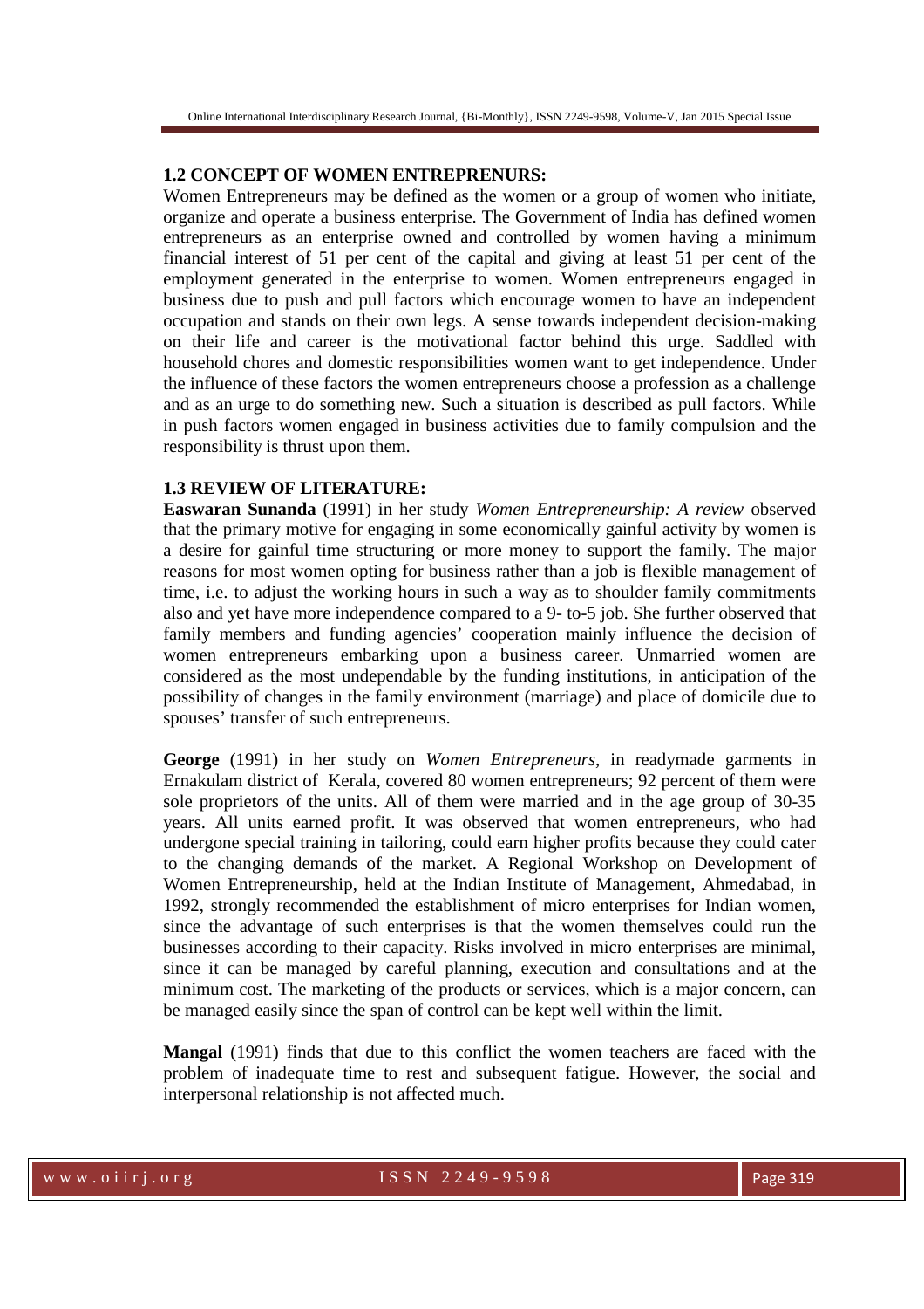### 1.2 CONCEPT OF WOMEN ENTREPRENURS:

Women Entrepreneurs may be defined as the women or a group of women who initiate, organize and operate a business enterprise. The Government of India has defined women entrepreneurs as an enterprise owned and controlled by women having a minimum financial interest of 51 per cent of the capital and giving at least 51 per cent of the employment generated in the enterprise to women. Women entrepreneurs engaged in business due to push and pull factors which encourage women to have an independent occupation and stands on their own legs. A sense towards independent decision-making on their life and career is the motivational factor behind this urge. Saddled with household chores and domestic responsibilities women want to get independence. Under the influence of these factors the women entrepreneurs choose a profession as a challenge and as an urge to do something new. Such a situation is described as pull factors. While in push factors women engaged in business activities due to family compulsion and the responsibility is thrust upon them.

### 1.3 REVIEW OF LITERATURE:

**Easwaran Sunanda** (1991) in her study *Women Entrepreneurship: A review* observed that the primary motive for engaging in some economically gainful activity by women is a desire for gainful time structuring or more money to support the family. The major reasons for most women opting for business rather than a job is flexible management of time, i.e. to adjust the working hours in such a way as to shoulder family commitments also and yet have more independence compared to a 9- to-5 job. She further observed that family members and funding agencies' cooperation mainly influence the decision of women entrepreneurs embarking upon a business career. Unmarried women are considered as the most undependable by the funding institutions, in anticipation of the possibility of changes in the family environment (marriage) and place of domicile due to spouses' transfer of such entrepreneurs.

**George** (1991) in her study on *Women Entrepreneurs*, in readymade garments in Ernakulam district of Kerala, covered 80 women entrepreneurs; 92 percent of them were sole proprietors of the units. All of them were married and in the age group of 30-35 years. All units earned profit. It was observed that women entrepreneurs, who had undergone special training in tailoring, could earn higher profits because they could cater to the changing demands of the market. A Regional Workshop on Development of Women Entrepreneurship, held at the Indian Institute of Management, Ahmedabad, in 1992, strongly recommended the establishment of micro enterprises for Indian women, since the advantage of such enterprises is that the women themselves could run the businesses according to their capacity. Risks involved in micro enterprises are minimal, since it can be managed by careful planning, execution and consultations and at the minimum cost. The marketing of the products or services, which is a major concern, can be managed easily since the span of control can be kept well within the limit.

**Mangal** (1991) finds that due to this conflict the women teachers are faced with the problem of inadequate time to rest and subsequent fatigue. However, the social and interpersonal relationship is not affected much.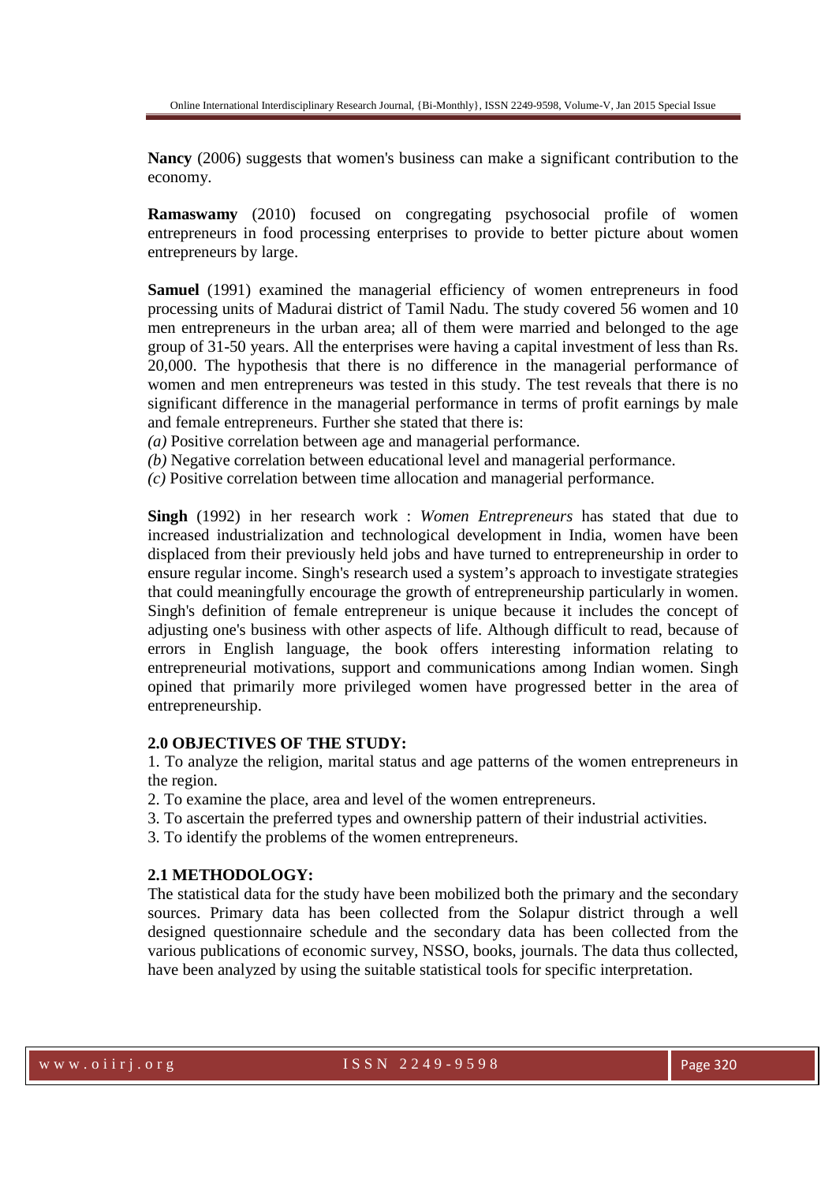**Nancy** (2006) suggests that women's business can make a significant contribution to the economy.

**Ramaswamy** (2010) focused on congregating psychosocial profile of women entrepreneurs in food processing enterprises to provide to better picture about women entrepreneurs by large.

**Samuel** (1991) examined the managerial efficiency of women entrepreneurs in food processing units of Madurai district of Tamil Nadu. The study covered 56 women and 10 men entrepreneurs in the urban area; all of them were married and belonged to the age group of 31-50 years. All the enterprises were having a capital investment of less than Rs. 20,000. The hypothesis that there is no difference in the managerial performance of women and men entrepreneurs was tested in this study. The test reveals that there is no significant difference in the managerial performance in terms of profit earnings by male and female entrepreneurs. Further she stated that there is:

*(a)* Positive correlation between age and managerial performance.
*(b)* Negative correlation between educational level and managerial performance.
*(c)* Positive correlation between time allocation and managerial performance.

**Singh** (1992) in her research work : *Women Entrepreneurs* has stated that due to increased industrialization and technological development in India, women have been displaced from their previously held jobs and have turned to entrepreneurship in order to ensure regular income. Singh's research used a system's approach to investigate strategies that could meaningfully encourage the growth of entrepreneurship particularly in women. Singh's definition of female entrepreneur is unique because it includes the concept of adjusting one's business with other aspects of life. Although difficult to read, because of errors in English language, the book offers interesting information relating to entrepreneurial motivations, support and communications among Indian women. Singh opined that primarily more privileged women have progressed better in the area of entrepreneurship.

### 2.0 OBJECTIVES OF THE STUDY:

1. To analyze the religion, marital status and age patterns of the women entrepreneurs in the region.
2. To examine the place, area and level of the women entrepreneurs.
3. To ascertain the preferred types and ownership pattern of their industrial activities.
3. To identify the problems of the women entrepreneurs.

### 2.1 METHODOLOGY:

The statistical data for the study have been mobilized both the primary and the secondary sources. Primary data has been collected from the Solapur district through a well designed questionnaire schedule and the secondary data has been collected from the various publications of economic survey, NSSO, books, journals. The data thus collected, have been analyzed by using the suitable statistical tools for specific interpretation.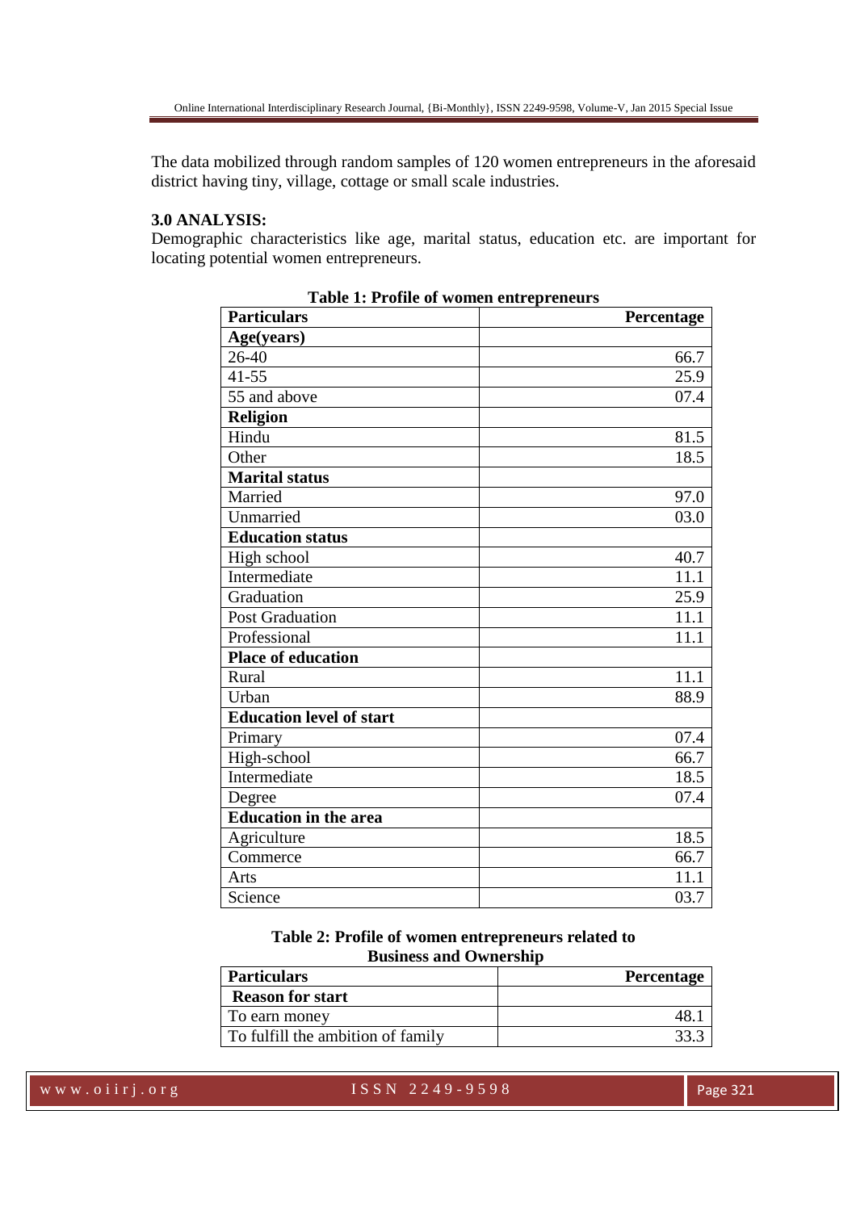The data mobilized through random samples of 120 women entrepreneurs in the aforesaid district having tiny, village, cottage or small scale industries.

### 3.0 ANALYSIS:

Demographic characteristics like age, marital status, education etc. are important for locating potential women entrepreneurs.

**Table 1: Profile of women entrepreneurs**

| Particulars | Percentage |
|---|---|
| **Age(years)** | |
| 26-40 | 66.7 |
| 41-55 | 25.9 |
| 55 and above | 07.4 |
| **Religion** | |
| Hindu | 81.5 |
| Other | 18.5 |
| **Marital status** | |
| Married | 97.0 |
| Unmarried | 03.0 |
| **Education status** | |
| High school | 40.7 |
| Intermediate | 11.1 |
| Graduation | 25.9 |
| Post Graduation | 11.1 |
| Professional | 11.1 |
| **Place of education** | |
| Rural | 11.1 |
| Urban | 88.9 |
| **Education level of start** | |
| Primary | 07.4 |
| High-school | 66.7 |
| Intermediate | 18.5 |
| Degree | 07.4 |
| **Education in the area** | |
| Agriculture | 18.5 |
| Commerce | 66.7 |
| Arts | 11.1 |
| Science | 03.7 |

**Table 2: Profile of women entrepreneurs related to Business and Ownership**

| Particulars | Percentage |
|---|---|
| **Reason for start** | |
| To earn money | 48.1 |
| To fulfill the ambition of family | 33.3 |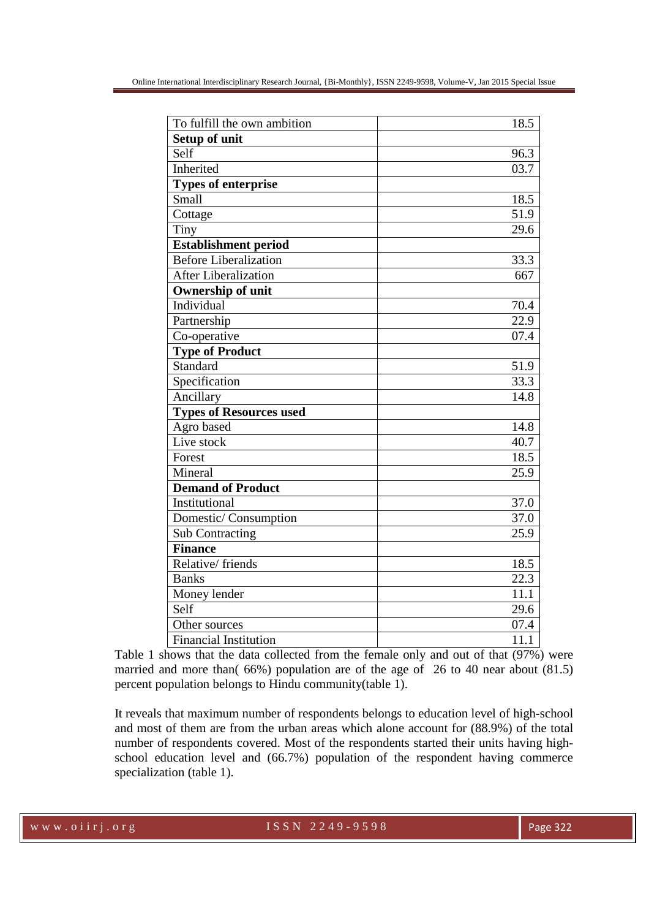| | |
|---|---|
| To fulfill the own ambition | 18.5 |
| **Setup of unit** | |
| Self | 96.3 |
| Inherited | 03.7 |
| **Types of enterprise** | |
| Small | 18.5 |
| Cottage | 51.9 |
| Tiny | 29.6 |
| **Establishment period** | |
| Before Liberalization | 33.3 |
| After Liberalization | 667 |
| **Ownership of unit** | |
| Individual | 70.4 |
| Partnership | 22.9 |
| Co-operative | 07.4 |
| **Type of Product** | |
| Standard | 51.9 |
| Specification | 33.3 |
| Ancillary | 14.8 |
| **Types of Resources used** | |
| Agro based | 14.8 |
| Live stock | 40.7 |
| Forest | 18.5 |
| Mineral | 25.9 |
| **Demand of Product** | |
| Institutional | 37.0 |
| Domestic/ Consumption | 37.0 |
| Sub Contracting | 25.9 |
| **Finance** | |
| Relative/ friends | 18.5 |
| Banks | 22.3 |
| Money lender | 11.1 |
| Self | 29.6 |
| Other sources | 07.4 |
| Financial Institution | 11.1 |

Table 1 shows that the data collected from the female only and out of that (97%) were married and more than( 66%) population are of the age of 26 to 40 near about (81.5) percent population belongs to Hindu community(table 1).

It reveals that maximum number of respondents belongs to education level of high-school and most of them are from the urban areas which alone account for (88.9%) of the total number of respondents covered. Most of the respondents started their units having high-school education level and (66.7%) population of the respondent having commerce specialization (table 1).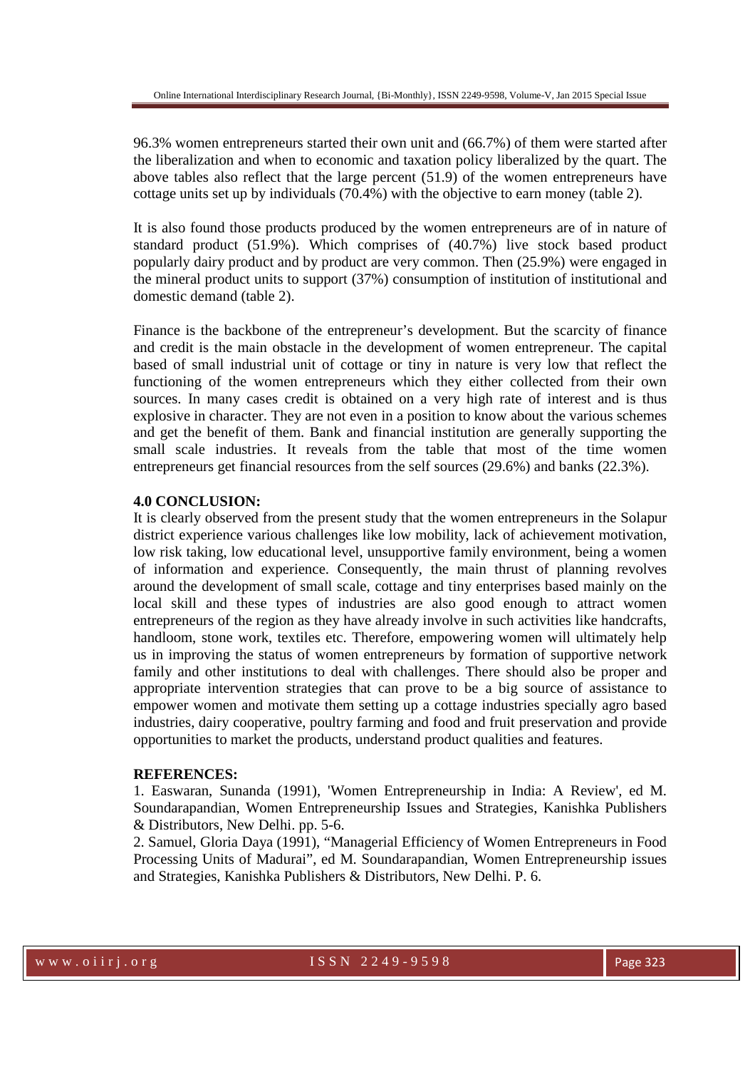96.3% women entrepreneurs started their own unit and (66.7%) of them were started after the liberalization and when to economic and taxation policy liberalized by the quart. The above tables also reflect that the large percent (51.9) of the women entrepreneurs have cottage units set up by individuals (70.4%) with the objective to earn money (table 2).

It is also found those products produced by the women entrepreneurs are of in nature of standard product (51.9%). Which comprises of (40.7%) live stock based product popularly dairy product and by product are very common. Then (25.9%) were engaged in the mineral product units to support (37%) consumption of institution of institutional and domestic demand (table 2).

Finance is the backbone of the entrepreneur's development. But the scarcity of finance and credit is the main obstacle in the development of women entrepreneur. The capital based of small industrial unit of cottage or tiny in nature is very low that reflect the functioning of the women entrepreneurs which they either collected from their own sources. In many cases credit is obtained on a very high rate of interest and is thus explosive in character. They are not even in a position to know about the various schemes and get the benefit of them. Bank and financial institution are generally supporting the small scale industries. It reveals from the table that most of the time women entrepreneurs get financial resources from the self sources (29.6%) and banks (22.3%).

**4.0 CONCLUSION:**

It is clearly observed from the present study that the women entrepreneurs in the Solapur district experience various challenges like low mobility, lack of achievement motivation, low risk taking, low educational level, unsupportive family environment, being a women of information and experience. Consequently, the main thrust of planning revolves around the development of small scale, cottage and tiny enterprises based mainly on the local skill and these types of industries are also good enough to attract women entrepreneurs of the region as they have already involve in such activities like handcrafts, handloom, stone work, textiles etc. Therefore, empowering women will ultimately help us in improving the status of women entrepreneurs by formation of supportive network family and other institutions to deal with challenges. There should also be proper and appropriate intervention strategies that can prove to be a big source of assistance to empower women and motivate them setting up a cottage industries specially agro based industries, dairy cooperative, poultry farming and food and fruit preservation and provide opportunities to market the products, understand product qualities and features.

**REFERENCES:**

1. Easwaran, Sunanda (1991), 'Women Entrepreneurship in India: A Review', ed M. Soundarapandian, Women Entrepreneurship Issues and Strategies, Kanishka Publishers & Distributors, New Delhi. pp. 5-6.
2. Samuel, Gloria Daya (1991), "Managerial Efficiency of Women Entrepreneurs in Food Processing Units of Madurai", ed M. Soundarapandian, Women Entrepreneurship issues and Strategies, Kanishka Publishers & Distributors, New Delhi. P. 6.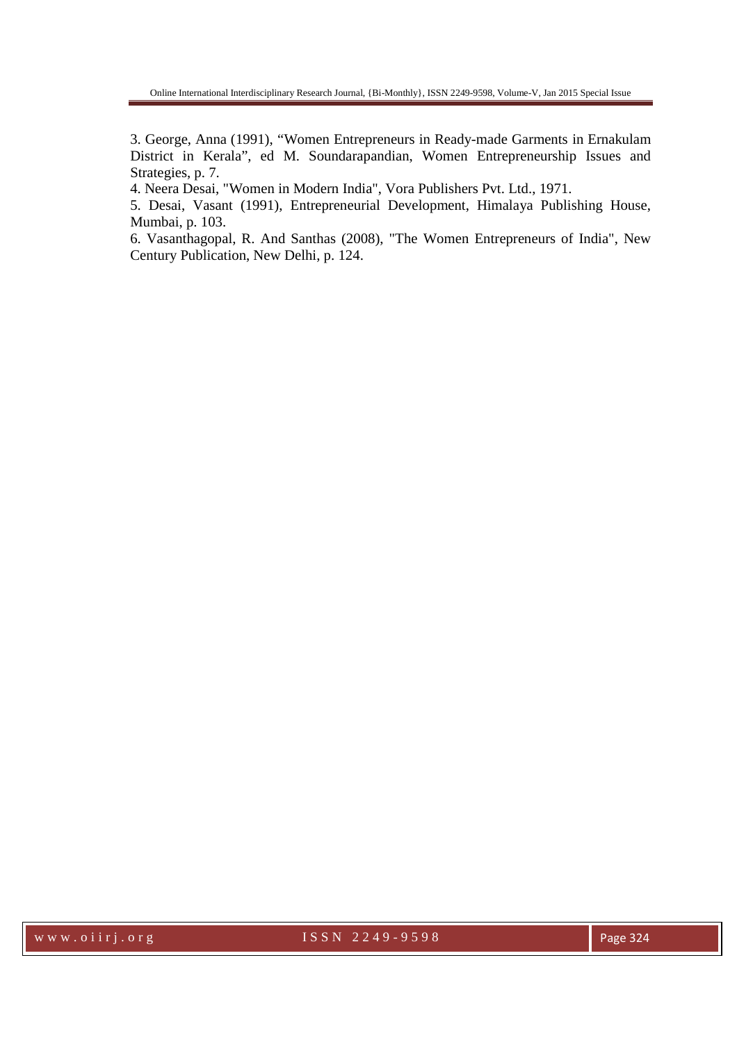3. George, Anna (1991), “Women Entrepreneurs in Ready-made Garments in Ernakulam District in Kerala”, ed M. Soundarapandian, Women Entrepreneurship Issues and Strategies, p. 7.

4. Neera Desai, "Women in Modern India", Vora Publishers Pvt. Ltd., 1971.

5. Desai, Vasant (1991), Entrepreneurial Development, Himalaya Publishing House, Mumbai, p. 103.

6. Vasanthagopal, R. And Santhas (2008), "The Women Entrepreneurs of India", New Century Publication, New Delhi, p. 124.